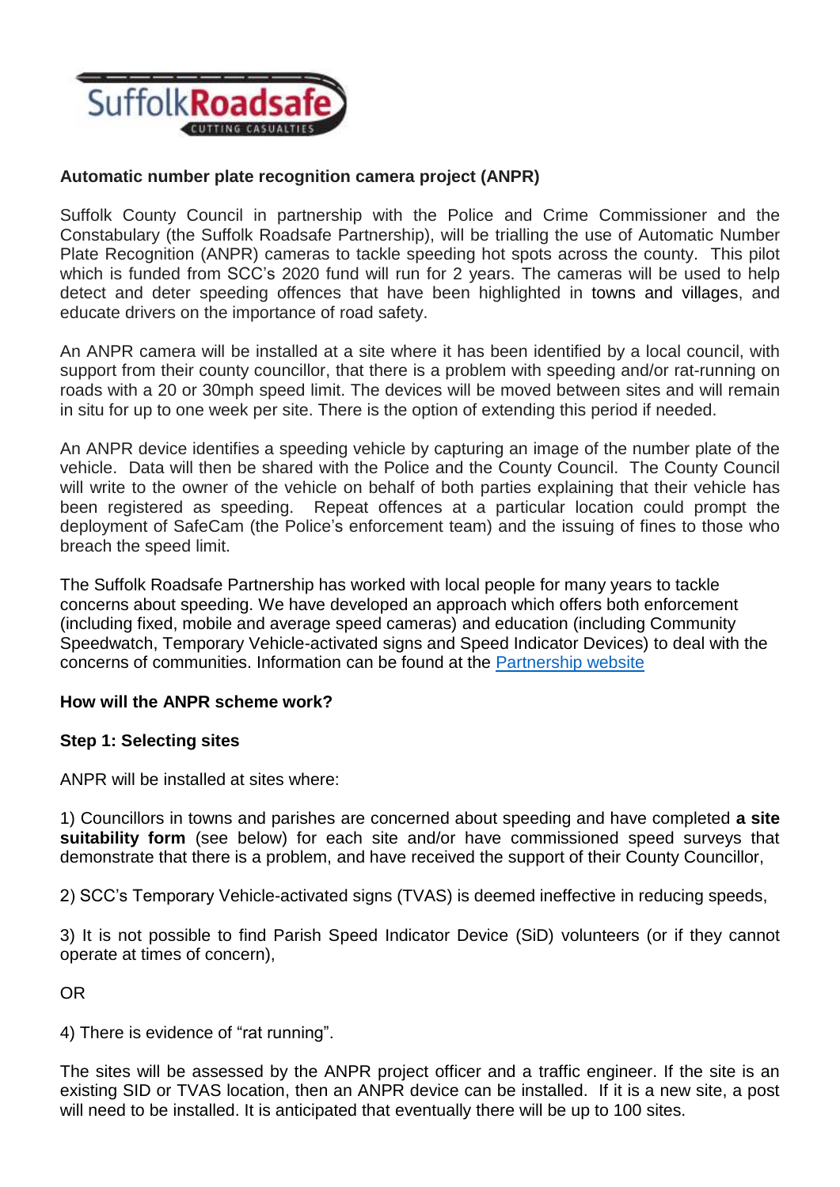**Automatic number plate recognition camera project (ANPR)**

Suffolk County Council in partnership with the Police and Crime Commissioner and the Constabulary (the Suffolk Roadsafe Partnership), will be trialling the use of Automatic Number Plate Recognition (ANPR) cameras to tackle speeding hot spots across the county. This pilot which is funded from SCC's 2020 fund will run for 2 years. The cameras will be used to help detect and deter speeding offences that have been highlighted in towns and villages, and educate drivers on the importance of road safety.

An ANPR camera will be installed at a site where it has been identified by a local council, with support from their county councillor, that there is a problem with speeding and/or rat-running on roads with a 20 or 30mph speed limit. The devices will be moved between sites and will remain in situ for up to one week per site. There is the option of extending this period if needed.

An ANPR device identifies a speeding vehicle by capturing an image of the number plate of the vehicle. Data will then be shared with the Police and the County Council. The County Council will write to the owner of the vehicle on behalf of both parties explaining that their vehicle has been registered as speeding. Repeat offences at a particular location could prompt the deployment of SafeCam (the Police's enforcement team) and the issuing of fines to those who breach the speed limit.

The Suffolk Roadsafe Partnership has worked with local people for many years to tackle concerns about speeding. We have developed an approach which offers both enforcement (including fixed, mobile and average speed cameras) and education (including Community Speedwatch, Temporary Vehicle-activated signs and Speed Indicator Devices) to deal with the concerns of communities. Information can be found at the Partnership website

**How will the ANPR scheme work?**

**Step 1: Selecting sites**

ANPR will be installed at sites where:

1) Councillors in towns and parishes are concerned about speeding and have completed **a site suitability form** (see below) for each site and/or have commissioned speed surveys that demonstrate that there is a problem, and have received the support of their County Councillor,

2) SCC's Temporary Vehicle-activated signs (TVAS) is deemed ineffective in reducing speeds,

3) It is not possible to find Parish Speed Indicator Device (SiD) volunteers (or if they cannot operate at times of concern),

OR

4) There is evidence of "rat running".

The sites will be assessed by the ANPR project officer and a traffic engineer. If the site is an existing SID or TVAS location, then an ANPR device can be installed. If it is a new site, a post will need to be installed. It is anticipated that eventually there will be up to 100 sites.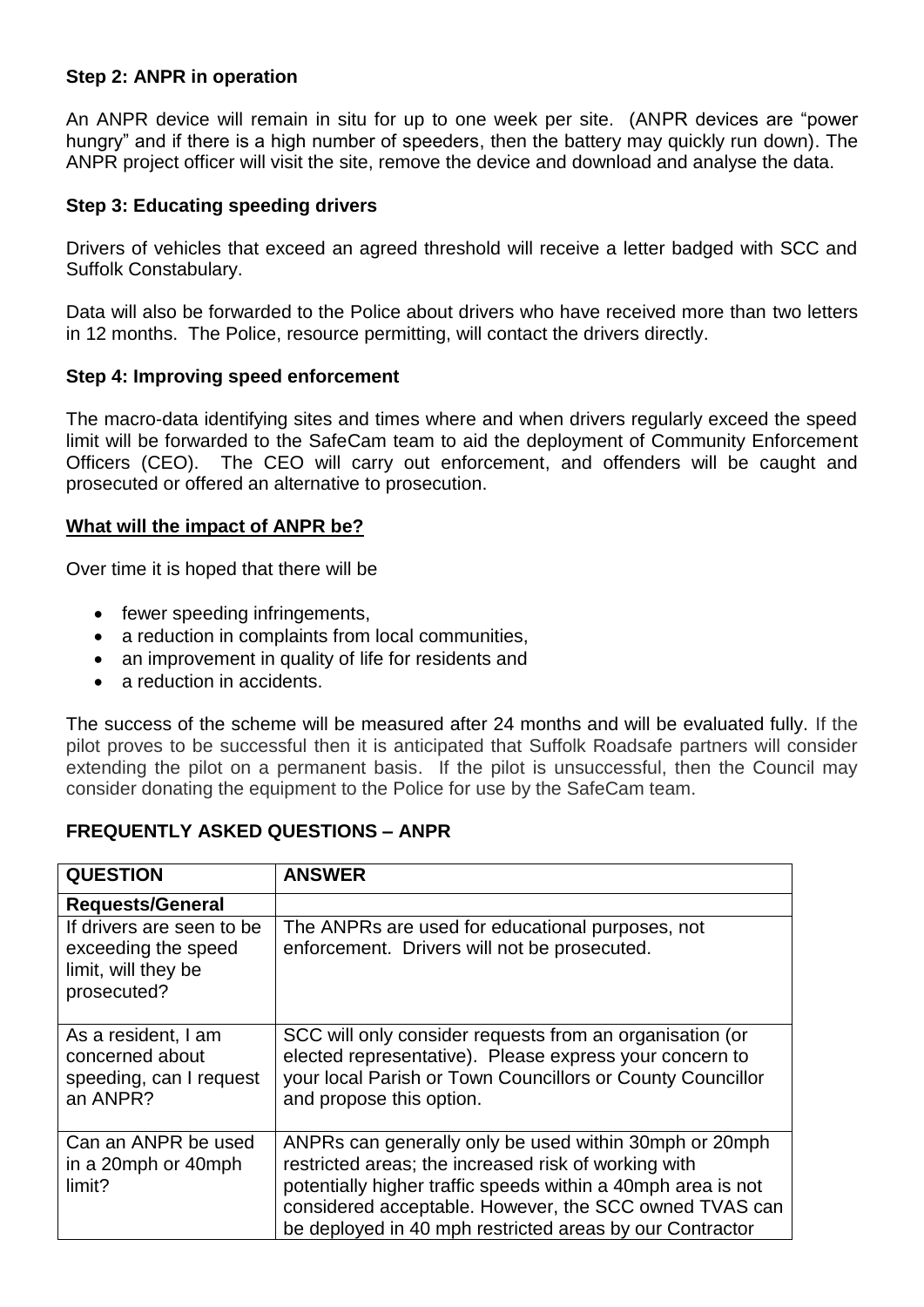**Step 2: ANPR in operation**

An ANPR device will remain in situ for up to one week per site. (ANPR devices are "power hungry" and if there is a high number of speeders, then the battery may quickly run down). The ANPR project officer will visit the site, remove the device and download and analyse the data.

**Step 3: Educating speeding drivers**

Drivers of vehicles that exceed an agreed threshold will receive a letter badged with SCC and Suffolk Constabulary.

Data will also be forwarded to the Police about drivers who have received more than two letters in 12 months. The Police, resource permitting, will contact the drivers directly.

**Step 4: Improving speed enforcement**

The macro-data identifying sites and times where and when drivers regularly exceed the speed limit will be forwarded to the SafeCam team to aid the deployment of Community Enforcement Officers (CEO). The CEO will carry out enforcement, and offenders will be caught and prosecuted or offered an alternative to prosecution.

**What will the impact of ANPR be?**

Over time it is hoped that there will be

- fewer speeding infringements,
- a reduction in complaints from local communities,
- an improvement in quality of life for residents and
- a reduction in accidents.

The success of the scheme will be measured after 24 months and will be evaluated fully. If the pilot proves to be successful then it is anticipated that Suffolk Roadsafe partners will consider extending the pilot on a permanent basis. If the pilot is unsuccessful, then the Council may consider donating the equipment to the Police for use by the SafeCam team.

**FREQUENTLY ASKED QUESTIONS – ANPR**

| **QUESTION** | **ANSWER** |
|---|---|
| **Requests/General** | |
| If drivers are seen to be exceeding the speed limit, will they be prosecuted? | The ANPRs are used for educational purposes, not enforcement. Drivers will not be prosecuted. |
| As a resident, I am concerned about speeding, can I request an ANPR? | SCC will only consider requests from an organisation (or elected representative). Please express your concern to your local Parish or Town Councillors or County Councillor and propose this option. |
| Can an ANPR be used in a 20mph or 40mph limit? | ANPRs can generally only be used within 30mph or 20mph restricted areas; the increased risk of working with potentially higher traffic speeds within a 40mph area is not considered acceptable. However, the SCC owned TVAS can be deployed in 40 mph restricted areas by our Contractor |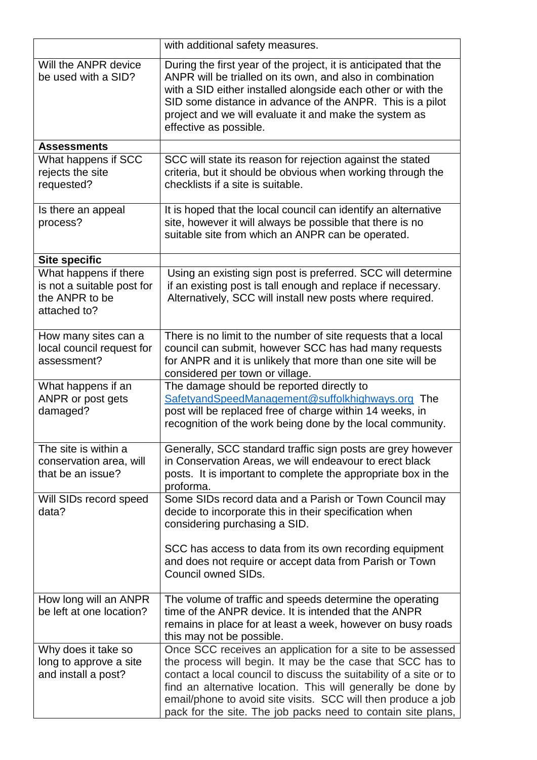| | |
|---|---|
| | with additional safety measures. |
| Will the ANPR device be used with a SID? | During the first year of the project, it is anticipated that the ANPR will be trialled on its own, and also in combination with a SID either installed alongside each other or with the SID some distance in advance of the ANPR. This is a pilot project and we will evaluate it and make the system as effective as possible. |
| **Assessments** | |
| What happens if SCC rejects the site requested? | SCC will state its reason for rejection against the stated criteria, but it should be obvious when working through the checklists if a site is suitable. |
| Is there an appeal process? | It is hoped that the local council can identify an alternative site, however it will always be possible that there is no suitable site from which an ANPR can be operated. |
| **Site specific** | |
| What happens if there is not a suitable post for the ANPR to be attached to? | Using an existing sign post is preferred. SCC will determine if an existing post is tall enough and replace if necessary. Alternatively, SCC will install new posts where required. |
| How many sites can a local council request for assessment? | There is no limit to the number of site requests that a local council can submit, however SCC has had many requests for ANPR and it is unlikely that more than one site will be considered per town or village. |
| What happens if an ANPR or post gets damaged? | The damage should be reported directly to SafetyandSpeedManagement@suffolkhighways.org The post will be replaced free of charge within 14 weeks, in recognition of the work being done by the local community. |
| The site is within a conservation area, will that be an issue? | Generally, SCC standard traffic sign posts are grey however in Conservation Areas, we will endeavour to erect black posts. It is important to complete the appropriate box in the proforma. |
| Will SIDs record speed data? | Some SIDs record data and a Parish or Town Council may decide to incorporate this in their specification when considering purchasing a SID.<br><br>SCC has access to data from its own recording equipment and does not require or accept data from Parish or Town Council owned SIDs. |
| How long will an ANPR be left at one location? | The volume of traffic and speeds determine the operating time of the ANPR device. It is intended that the ANPR remains in place for at least a week, however on busy roads this may not be possible. |
| Why does it take so long to approve a site and install a post? | Once SCC receives an application for a site to be assessed the process will begin. It may be the case that SCC has to contact a local council to discuss the suitability of a site or to find an alternative location. This will generally be done by email/phone to avoid site visits. SCC will then produce a job pack for the site. The job packs need to contain site plans, |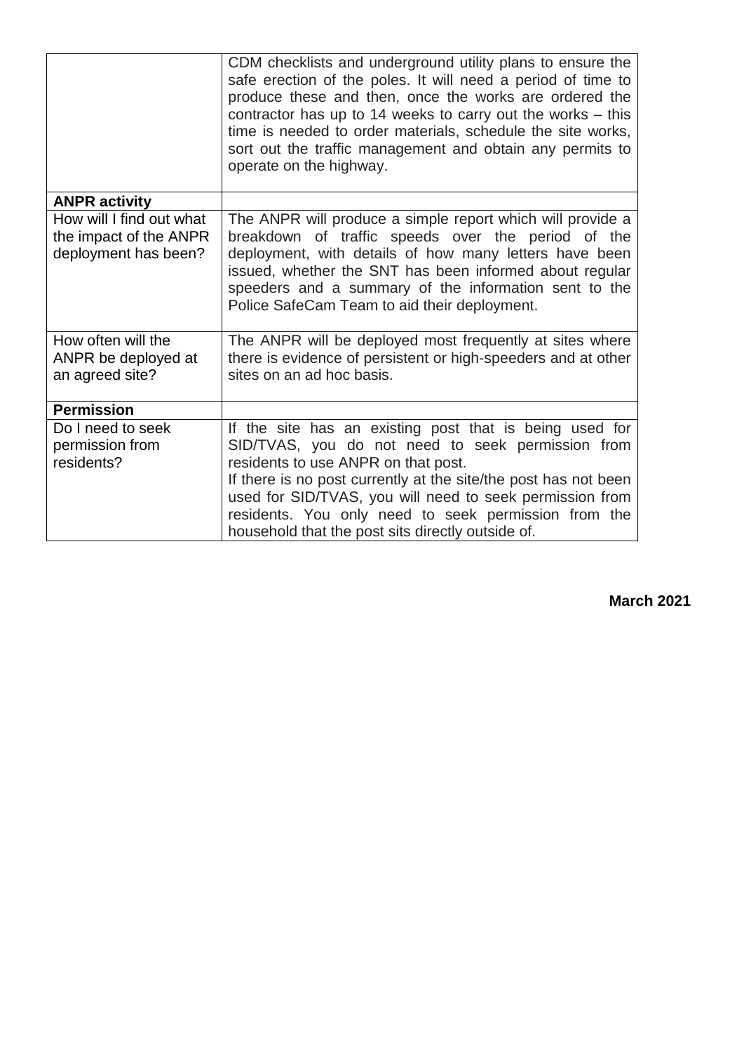| | |
|---|---|
| | CDM checklists and underground utility plans to ensure the safe erection of the poles. It will need a period of time to produce these and then, once the works are ordered the contractor has up to 14 weeks to carry out the works – this time is needed to order materials, schedule the site works, sort out the traffic management and obtain any permits to operate on the highway. |
| **ANPR activity** | |
| How will I find out what the impact of the ANPR deployment has been? | The ANPR will produce a simple report which will provide a breakdown of traffic speeds over the period of the deployment, with details of how many letters have been issued, whether the SNT has been informed about regular speeders and a summary of the information sent to the Police SafeCam Team to aid their deployment. |
| How often will the ANPR be deployed at an agreed site? | The ANPR will be deployed most frequently at sites where there is evidence of persistent or high-speeders and at other sites on an ad hoc basis. |
| **Permission** | |
| Do I need to seek permission from residents? | If the site has an existing post that is being used for SID/TVAS, you do not need to seek permission from residents to use ANPR on that post.<br>If there is no post currently at the site/the post has not been used for SID/TVAS, you will need to seek permission from residents. You only need to seek permission from the household that the post sits directly outside of. |

**March 2021**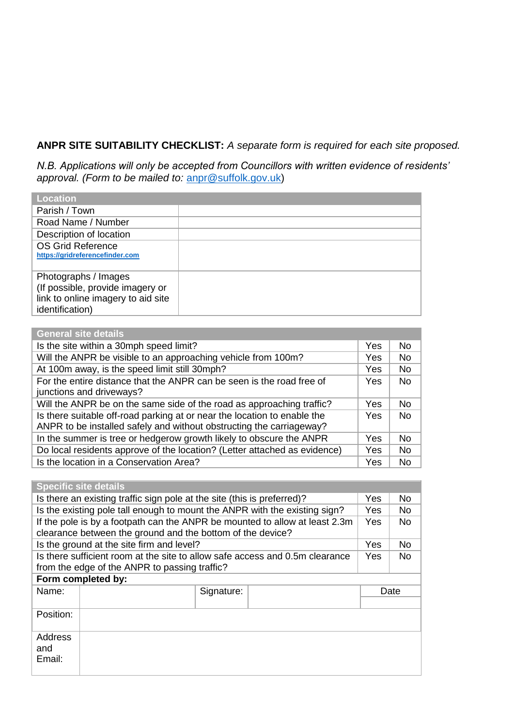**ANPR SITE SUITABILITY CHECKLIST:** *A separate form is required for each site proposed.*

*N.B. Applications will only be accepted from Councillors with written evidence of residents' approval. (Form to be mailed to:* anpr@suffolk.gov.uk*)*

| Location | |
|---|---|
| Parish / Town | |
| Road Name / Number | |
| Description of location | |
| OS Grid Reference<br>https://gridreferencefinder.com | |
| Photographs / Images<br>(If possible, provide imagery or link to online imagery to aid site identification) | |

| General site details | | |
|---|---|---|
| Is the site within a 30mph speed limit? | Yes | No |
| Will the ANPR be visible to an approaching vehicle from 100m? | Yes | No |
| At 100m away, is the speed limit still 30mph? | Yes | No |
| For the entire distance that the ANPR can be seen is the road free of junctions and driveways? | Yes | No |
| Will the ANPR be on the same side of the road as approaching traffic? | Yes | No |
| Is there suitable off-road parking at or near the location to enable the ANPR to be installed safely and without obstructing the carriageway? | Yes | No |
| In the summer is tree or hedgerow growth likely to obscure the ANPR | Yes | No |
| Do local residents approve of the location? (Letter attached as evidence) | Yes | No |
| Is the location in a Conservation Area? | Yes | No |

| Specific site details | | |
|---|---|---|
| Is there an existing traffic sign pole at the site (this is preferred)? | Yes | No |
| Is the existing pole tall enough to mount the ANPR with the existing sign? | Yes | No |
| If the pole is by a footpath can the ANPR be mounted to allow at least 2.3m clearance between the ground and the bottom of the device? | Yes | No |
| Is the ground at the site firm and level? | Yes | No |
| Is there sufficient room at the site to allow safe access and 0.5m clearance from the edge of the ANPR to passing traffic? | Yes | No |

| **Form completed by:** | | | | |
|---|---|---|---|---|
| Name: | | Signature: | | Date |
| Position: | | | | |
| Address and Email: | | | | |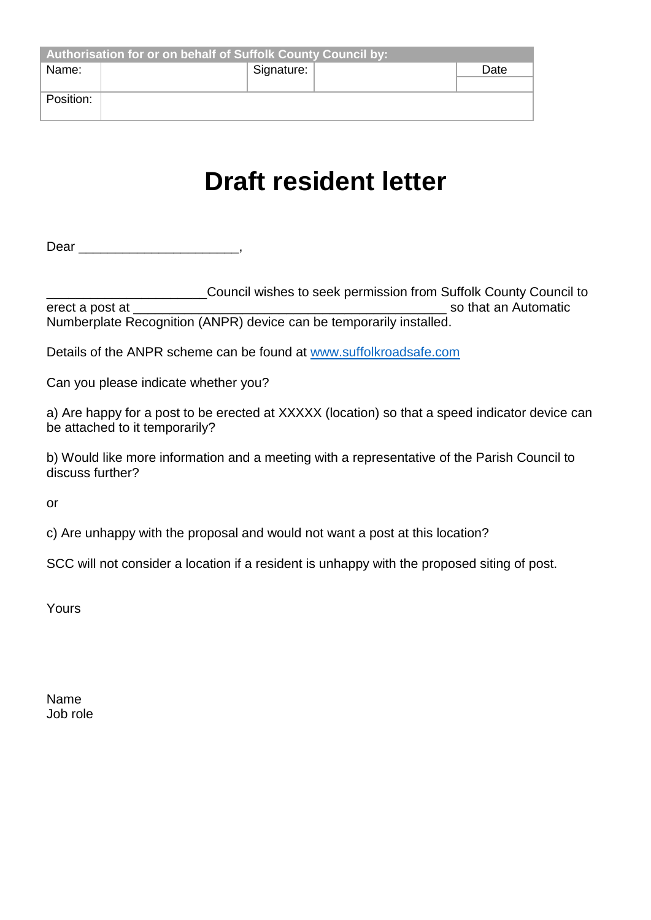| Authorisation for or on behalf of Suffolk County Council by: | | | | |
| --- | --- | --- | --- | --- |
| Name: | | Signature: | | Date |
| Position: | | | | |

# Draft resident letter

Dear ______________________,

______________________Council wishes to seek permission from Suffolk County Council to erect a post at ___________________________________________ so that an Automatic Numberplate Recognition (ANPR) device can be temporarily installed.

Details of the ANPR scheme can be found at [www.suffolkroadsafe.com](http://www.suffolkroadsafe.com)

Can you please indicate whether you?

a) Are happy for a post to be erected at XXXXX (location) so that a speed indicator device can be attached to it temporarily?

b) Would like more information and a meeting with a representative of the Parish Council to discuss further?

or

c) Are unhappy with the proposal and would not want a post at this location?

SCC will not consider a location if a resident is unhappy with the proposed siting of post.

Yours

Name
Job role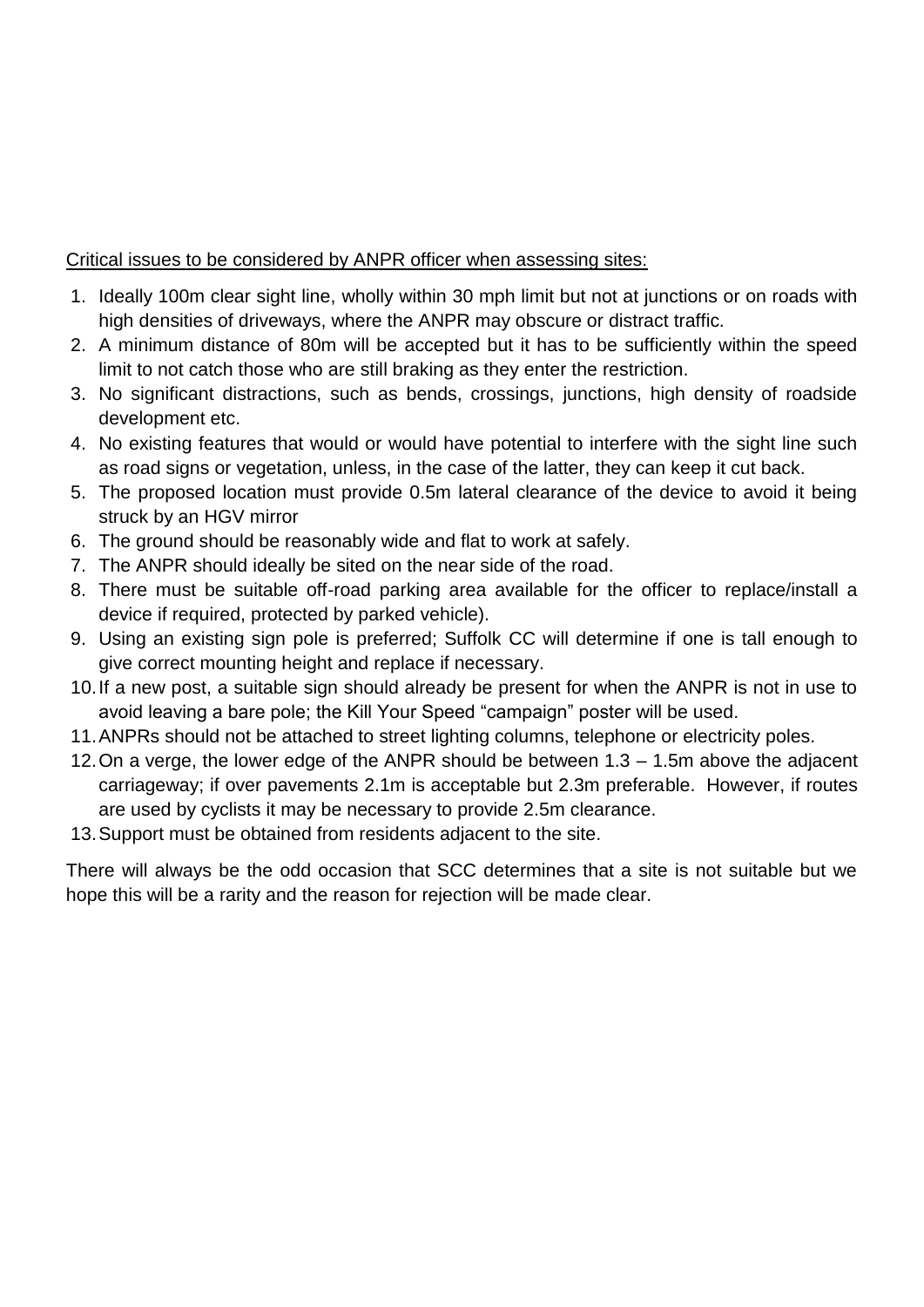<u>Critical issues to be considered by ANPR officer when assessing sites:</u>

1. Ideally 100m clear sight line, wholly within 30 mph limit but not at junctions or on roads with high densities of driveways, where the ANPR may obscure or distract traffic.
2. A minimum distance of 80m will be accepted but it has to be sufficiently within the speed limit to not catch those who are still braking as they enter the restriction.
3. No significant distractions, such as bends, crossings, junctions, high density of roadside development etc.
4. No existing features that would or would have potential to interfere with the sight line such as road signs or vegetation, unless, in the case of the latter, they can keep it cut back.
5. The proposed location must provide 0.5m lateral clearance of the device to avoid it being struck by an HGV mirror
6. The ground should be reasonably wide and flat to work at safely.
7. The ANPR should ideally be sited on the near side of the road.
8. There must be suitable off-road parking area available for the officer to replace/install a device if required, protected by parked vehicle).
9. Using an existing sign pole is preferred; Suffolk CC will determine if one is tall enough to give correct mounting height and replace if necessary.
10. If a new post, a suitable sign should already be present for when the ANPR is not in use to avoid leaving a bare pole; the Kill Your Speed "campaign" poster will be used.
11. ANPRs should not be attached to street lighting columns, telephone or electricity poles.
12. On a verge, the lower edge of the ANPR should be between 1.3 – 1.5m above the adjacent carriageway; if over pavements 2.1m is acceptable but 2.3m preferable. However, if routes are used by cyclists it may be necessary to provide 2.5m clearance.
13. Support must be obtained from residents adjacent to the site.

There will always be the odd occasion that SCC determines that a site is not suitable but we hope this will be a rarity and the reason for rejection will be made clear.